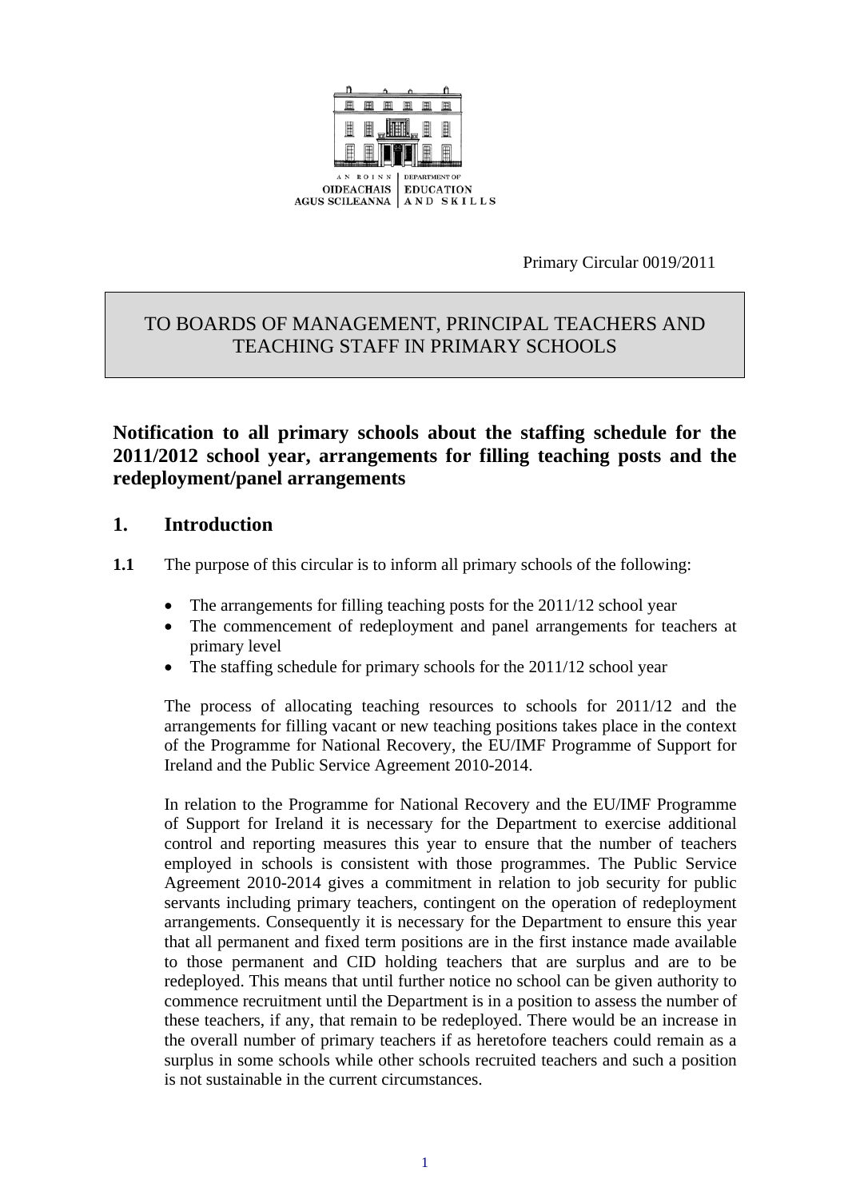AN ROINN OIDEACHAIS AGUS SCILEANNA | DEPARTMENT OF EDUCATION AND SKILLS

Primary Circular 0019/2011

TO BOARDS OF MANAGEMENT, PRINCIPAL TEACHERS AND TEACHING STAFF IN PRIMARY SCHOOLS

## Notification to all primary schools about the staffing schedule for the 2011/2012 school year, arrangements for filling teaching posts and the redeployment/panel arrangements

## 1. Introduction

**1.1** The purpose of this circular is to inform all primary schools of the following:

- The arrangements for filling teaching posts for the 2011/12 school year
- The commencement of redeployment and panel arrangements for teachers at primary level
- The staffing schedule for primary schools for the 2011/12 school year

The process of allocating teaching resources to schools for 2011/12 and the arrangements for filling vacant or new teaching positions takes place in the context of the Programme for National Recovery, the EU/IMF Programme of Support for Ireland and the Public Service Agreement 2010-2014.

In relation to the Programme for National Recovery and the EU/IMF Programme of Support for Ireland it is necessary for the Department to exercise additional control and reporting measures this year to ensure that the number of teachers employed in schools is consistent with those programmes. The Public Service Agreement 2010-2014 gives a commitment in relation to job security for public servants including primary teachers, contingent on the operation of redeployment arrangements. Consequently it is necessary for the Department to ensure this year that all permanent and fixed term positions are in the first instance made available to those permanent and CID holding teachers that are surplus and are to be redeployed. This means that until further notice no school can be given authority to commence recruitment until the Department is in a position to assess the number of these teachers, if any, that remain to be redeployed. There would be an increase in the overall number of primary teachers if as heretofore teachers could remain as a surplus in some schools while other schools recruited teachers and such a position is not sustainable in the current circumstances.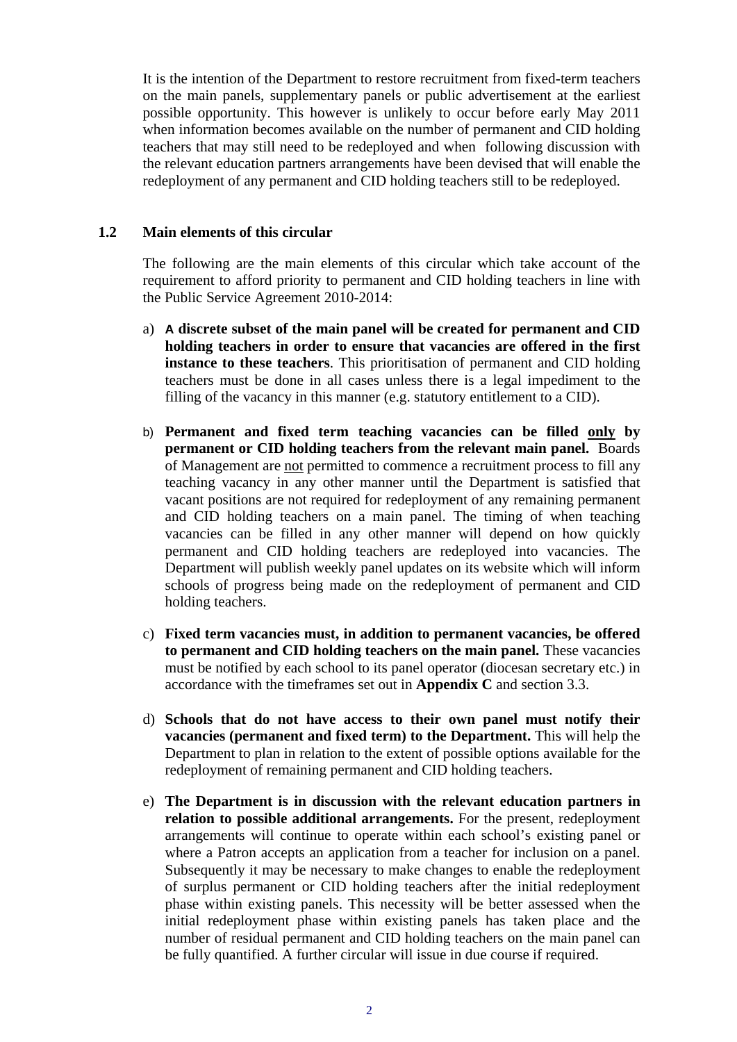It is the intention of the Department to restore recruitment from fixed-term teachers on the main panels, supplementary panels or public advertisement at the earliest possible opportunity. This however is unlikely to occur before early May 2011 when information becomes available on the number of permanent and CID holding teachers that may still need to be redeployed and when following discussion with the relevant education partners arrangements have been devised that will enable the redeployment of any permanent and CID holding teachers still to be redeployed.

## 1.2 Main elements of this circular

The following are the main elements of this circular which take account of the requirement to afford priority to permanent and CID holding teachers in line with the Public Service Agreement 2010-2014:

a) **A discrete subset of the main panel will be created for permanent and CID holding teachers in order to ensure that vacancies are offered in the first instance to these teachers**. This prioritisation of permanent and CID holding teachers must be done in all cases unless there is a legal impediment to the filling of the vacancy in this manner (e.g. statutory entitlement to a CID).

b) **Permanent and fixed term teaching vacancies can be filled <u>only</u> by permanent or CID holding teachers from the relevant main panel.** Boards of Management are <u>not</u> permitted to commence a recruitment process to fill any teaching vacancy in any other manner until the Department is satisfied that vacant positions are not required for redeployment of any remaining permanent and CID holding teachers on a main panel. The timing of when teaching vacancies can be filled in any other manner will depend on how quickly permanent and CID holding teachers are redeployed into vacancies. The Department will publish weekly panel updates on its website which will inform schools of progress being made on the redeployment of permanent and CID holding teachers.

c) **Fixed term vacancies must, in addition to permanent vacancies, be offered to permanent and CID holding teachers on the main panel.** These vacancies must be notified by each school to its panel operator (diocesan secretary etc.) in accordance with the timeframes set out in **Appendix C** and section 3.3.

d) **Schools that do not have access to their own panel must notify their vacancies (permanent and fixed term) to the Department.** This will help the Department to plan in relation to the extent of possible options available for the redeployment of remaining permanent and CID holding teachers.

e) **The Department is in discussion with the relevant education partners in relation to possible additional arrangements.** For the present, redeployment arrangements will continue to operate within each school's existing panel or where a Patron accepts an application from a teacher for inclusion on a panel. Subsequently it may be necessary to make changes to enable the redeployment of surplus permanent or CID holding teachers after the initial redeployment phase within existing panels. This necessity will be better assessed when the initial redeployment phase within existing panels has taken place and the number of residual permanent and CID holding teachers on the main panel can be fully quantified. A further circular will issue in due course if required.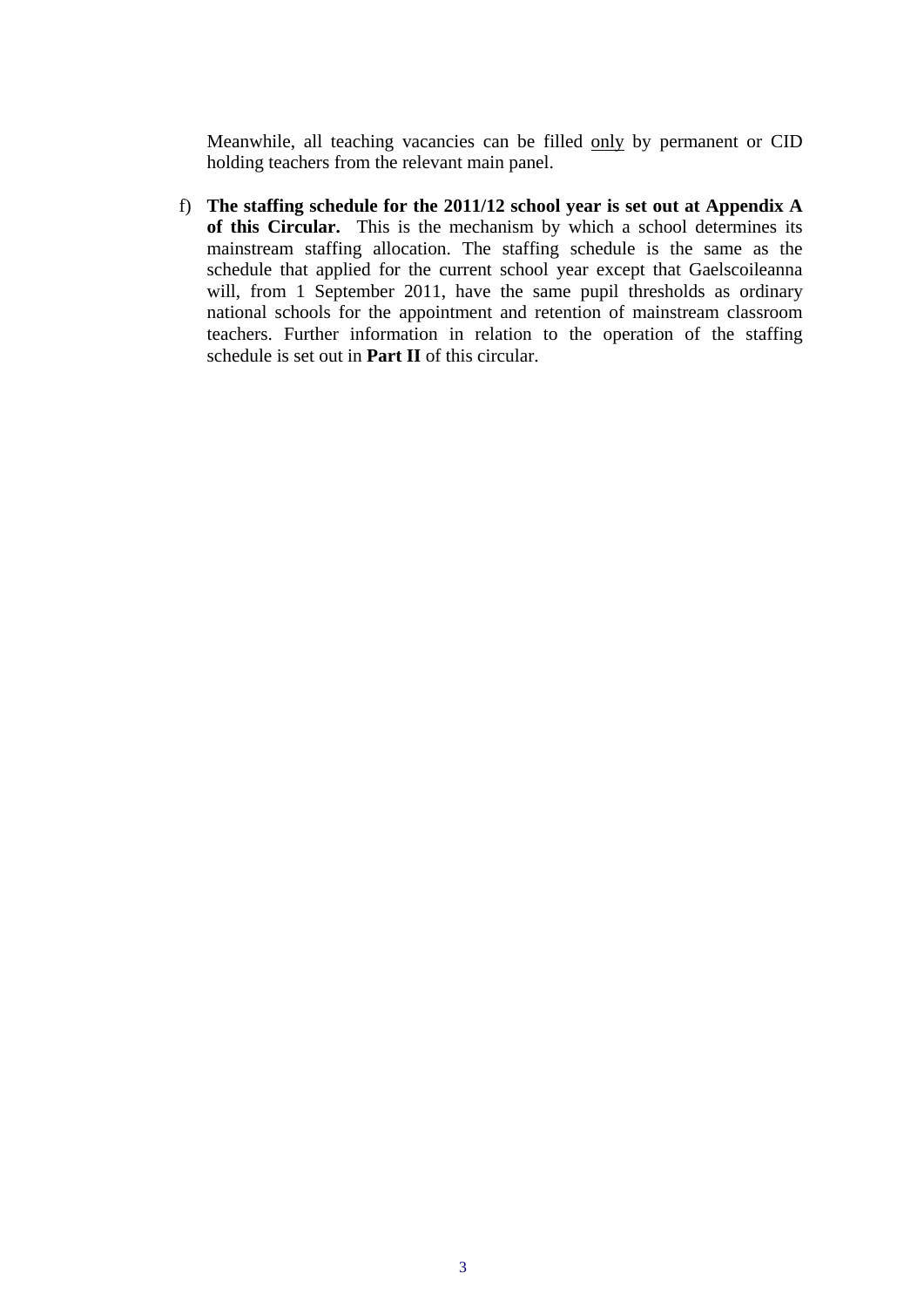Meanwhile, all teaching vacancies can be filled <u>only</u> by permanent or CID holding teachers from the relevant main panel.

f) **The staffing schedule for the 2011/12 school year is set out at Appendix A of this Circular.** This is the mechanism by which a school determines its mainstream staffing allocation. The staffing schedule is the same as the schedule that applied for the current school year except that Gaelscoileanna will, from 1 September 2011, have the same pupil thresholds as ordinary national schools for the appointment and retention of mainstream classroom teachers. Further information in relation to the operation of the staffing schedule is set out in **Part II** of this circular.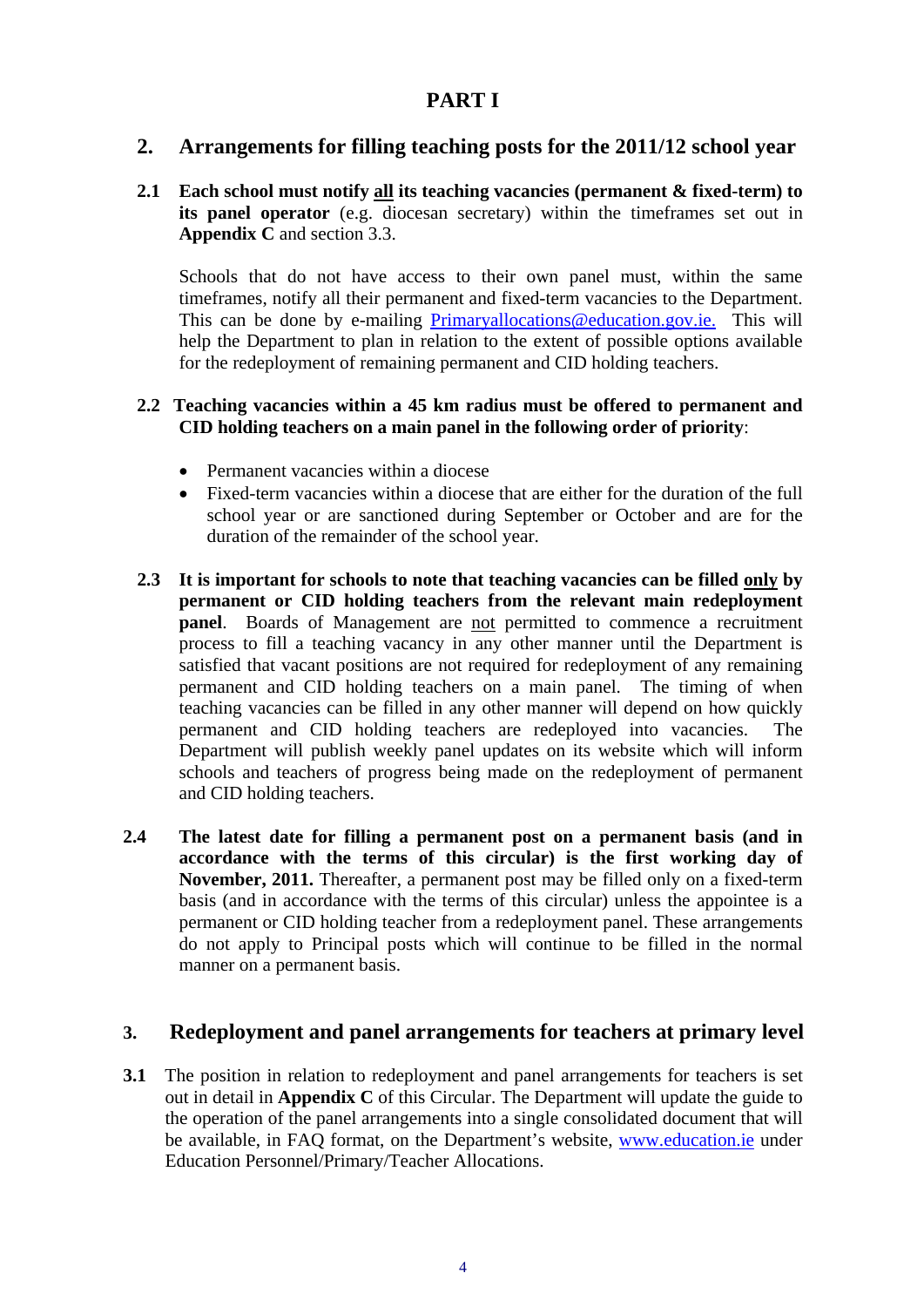# PART I

## 2. Arrangements for filling teaching posts for the 2011/12 school year

**2.1 Each school must notify <u>all</u> its teaching vacancies (permanent & fixed-term) to its panel operator** (e.g. diocesan secretary) within the timeframes set out in **Appendix C** and section 3.3.

Schools that do not have access to their own panel must, within the same timeframes, notify all their permanent and fixed-term vacancies to the Department. This can be done by e-mailing Primaryallocations@education.gov.ie. This will help the Department to plan in relation to the extent of possible options available for the redeployment of remaining permanent and CID holding teachers.

**2.2 Teaching vacancies within a 45 km radius must be offered to permanent and CID holding teachers on a main panel in the following order of priority**:

- Permanent vacancies within a diocese
- Fixed-term vacancies within a diocese that are either for the duration of the full school year or are sanctioned during September or October and are for the duration of the remainder of the school year.

**2.3 It is important for schools to note that teaching vacancies can be filled <u>only</u> by permanent or CID holding teachers from the relevant main redeployment panel**. Boards of Management are <u>not</u> permitted to commence a recruitment process to fill a teaching vacancy in any other manner until the Department is satisfied that vacant positions are not required for redeployment of any remaining permanent and CID holding teachers on a main panel. The timing of when teaching vacancies can be filled in any other manner will depend on how quickly permanent and CID holding teachers are redeployed into vacancies. The Department will publish weekly panel updates on its website which will inform schools and teachers of progress being made on the redeployment of permanent and CID holding teachers.

**2.4 The latest date for filling a permanent post on a permanent basis (and in accordance with the terms of this circular) is the first working day of November, 2011.** Thereafter, a permanent post may be filled only on a fixed-term basis (and in accordance with the terms of this circular) unless the appointee is a permanent or CID holding teacher from a redeployment panel. These arrangements do not apply to Principal posts which will continue to be filled in the normal manner on a permanent basis.

## 3. Redeployment and panel arrangements for teachers at primary level

**3.1** The position in relation to redeployment and panel arrangements for teachers is set out in detail in **Appendix C** of this Circular. The Department will update the guide to the operation of the panel arrangements into a single consolidated document that will be available, in FAQ format, on the Department's website, www.education.ie under Education Personnel/Primary/Teacher Allocations.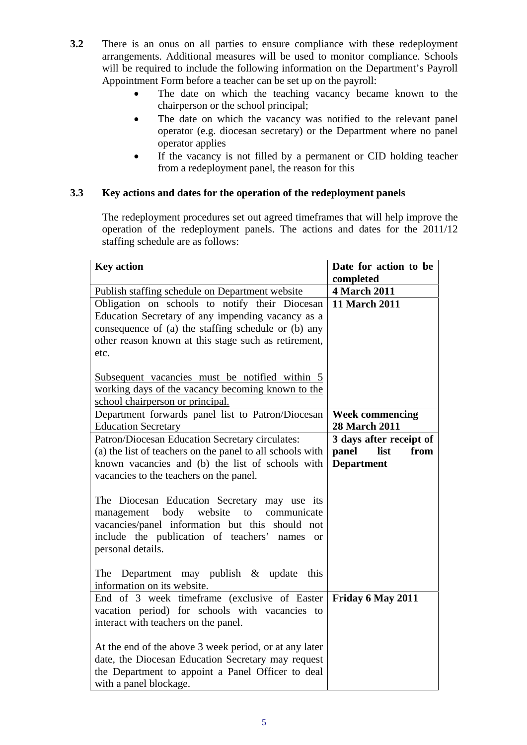**3.2** There is an onus on all parties to ensure compliance with these redeployment arrangements. Additional measures will be used to monitor compliance. Schools will be required to include the following information on the Department's Payroll Appointment Form before a teacher can be set up on the payroll:

- The date on which the teaching vacancy became known to the chairperson or the school principal;
- The date on which the vacancy was notified to the relevant panel operator (e.g. diocesan secretary) or the Department where no panel operator applies
- If the vacancy is not filled by a permanent or CID holding teacher from a redeployment panel, the reason for this

### 3.3 Key actions and dates for the operation of the redeployment panels

The redeployment procedures set out agreed timeframes that will help improve the operation of the redeployment panels. The actions and dates for the 2011/12 staffing schedule are as follows:

| **Key action** | **Date for action to be completed** |
|---|---|
| Publish staffing schedule on Department website | **4 March 2011** |
| Obligation on schools to notify their Diocesan Education Secretary of any impending vacancy as a consequence of (a) the staffing schedule or (b) any other reason known at this stage such as retirement, etc.<br><br><u>Subsequent vacancies must be notified within 5 working days of the vacancy becoming known to the school chairperson or principal.</u> | **11 March 2011** |
| Department forwards panel list to Patron/Diocesan Education Secretary | **Week commencing 28 March 2011** |
| Patron/Diocesan Education Secretary circulates:<br>(a) the list of teachers on the panel to all schools with known vacancies and (b) the list of schools with vacancies to the teachers on the panel.<br><br>The Diocesan Education Secretary may use its management body website to communicate vacancies/panel information but this should not include the publication of teachers' names or personal details.<br><br>The Department may publish & update this information on its website. | **3 days after receipt of panel list from Department** |
| End of 3 week timeframe (exclusive of Easter vacation period) for schools with vacancies to interact with teachers on the panel.<br><br>At the end of the above 3 week period, or at any later date, the Diocesan Education Secretary may request the Department to appoint a Panel Officer to deal with a panel blockage. | **Friday 6 May 2011** |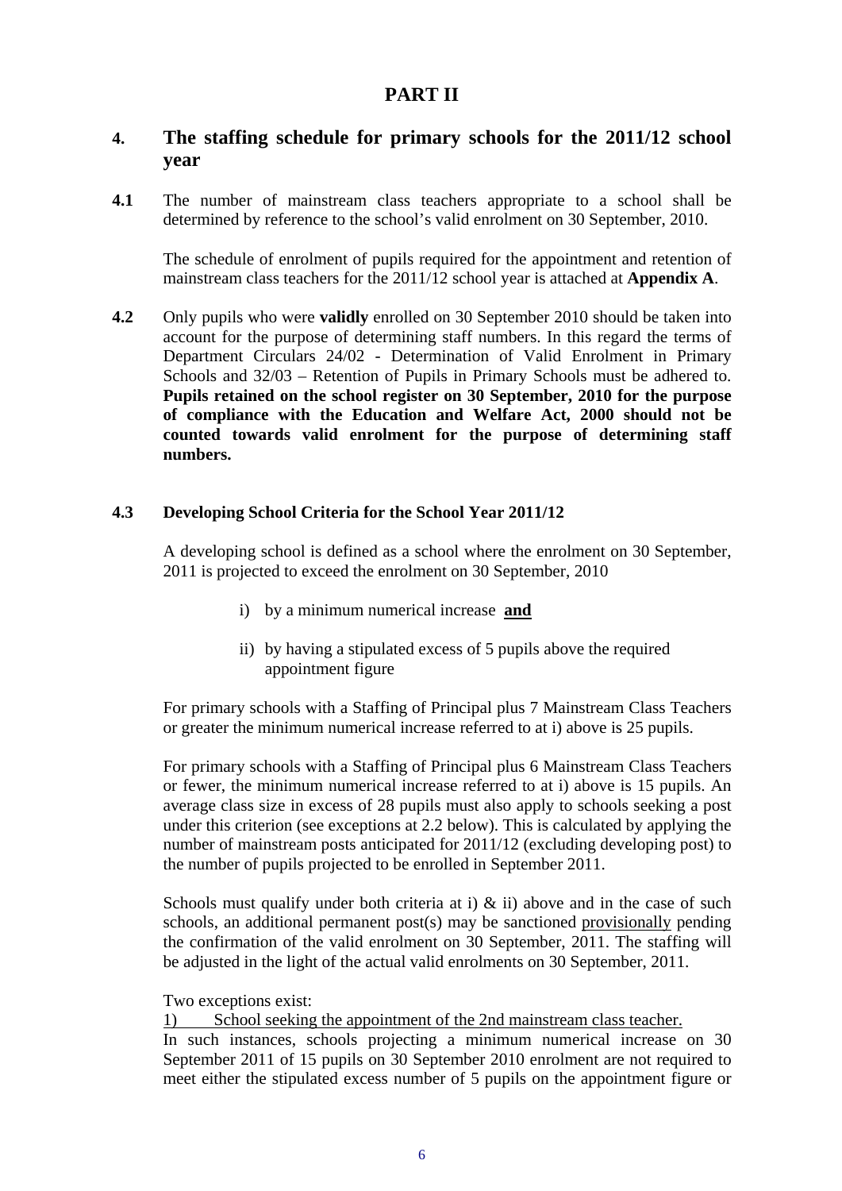# PART II

## 4. The staffing schedule for primary schools for the 2011/12 school year

**4.1** The number of mainstream class teachers appropriate to a school shall be determined by reference to the school's valid enrolment on 30 September, 2010.

The schedule of enrolment of pupils required for the appointment and retention of mainstream class teachers for the 2011/12 school year is attached at **Appendix A**.

**4.2** Only pupils who were **validly** enrolled on 30 September 2010 should be taken into account for the purpose of determining staff numbers. In this regard the terms of Department Circulars 24/02 - Determination of Valid Enrolment in Primary Schools and 32/03 – Retention of Pupils in Primary Schools must be adhered to. **Pupils retained on the school register on 30 September, 2010 for the purpose of compliance with the Education and Welfare Act, 2000 should not be counted towards valid enrolment for the purpose of determining staff numbers.**

### 4.3 Developing School Criteria for the School Year 2011/12

A developing school is defined as a school where the enrolment on 30 September, 2011 is projected to exceed the enrolment on 30 September, 2010

i) by a minimum numerical increase **and**

ii) by having a stipulated excess of 5 pupils above the required appointment figure

For primary schools with a Staffing of Principal plus 7 Mainstream Class Teachers or greater the minimum numerical increase referred to at i) above is 25 pupils.

For primary schools with a Staffing of Principal plus 6 Mainstream Class Teachers or fewer, the minimum numerical increase referred to at i) above is 15 pupils. An average class size in excess of 28 pupils must also apply to schools seeking a post under this criterion (see exceptions at 2.2 below). This is calculated by applying the number of mainstream posts anticipated for 2011/12 (excluding developing post) to the number of pupils projected to be enrolled in September 2011.

Schools must qualify under both criteria at i) & ii) above and in the case of such schools, an additional permanent post(s) may be sanctioned provisionally pending the confirmation of the valid enrolment on 30 September, 2011. The staffing will be adjusted in the light of the actual valid enrolments on 30 September, 2011.

Two exceptions exist:

1) School seeking the appointment of the 2nd mainstream class teacher.

In such instances, schools projecting a minimum numerical increase on 30 September 2011 of 15 pupils on 30 September 2010 enrolment are not required to meet either the stipulated excess number of 5 pupils on the appointment figure or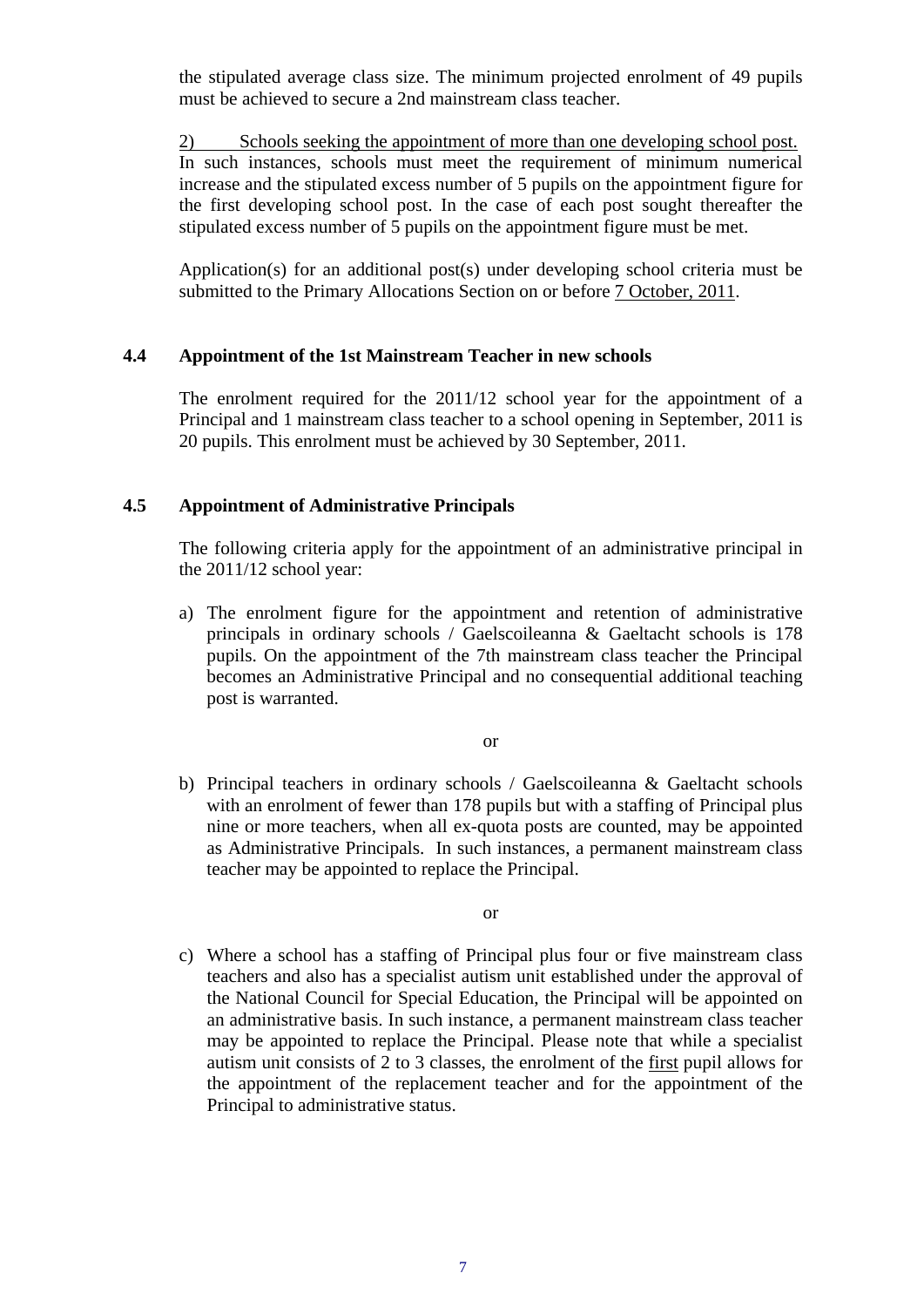the stipulated average class size. The minimum projected enrolment of 49 pupils must be achieved to secure a 2nd mainstream class teacher.

2) Schools seeking the appointment of more than one developing school post. In such instances, schools must meet the requirement of minimum numerical increase and the stipulated excess number of 5 pupils on the appointment figure for the first developing school post. In the case of each post sought thereafter the stipulated excess number of 5 pupils on the appointment figure must be met.

Application(s) for an additional post(s) under developing school criteria must be submitted to the Primary Allocations Section on or before 7 October, 2011.

### 4.4 Appointment of the 1st Mainstream Teacher in new schools

The enrolment required for the 2011/12 school year for the appointment of a Principal and 1 mainstream class teacher to a school opening in September, 2011 is 20 pupils. This enrolment must be achieved by 30 September, 2011.

### 4.5 Appointment of Administrative Principals

The following criteria apply for the appointment of an administrative principal in the 2011/12 school year:

a) The enrolment figure for the appointment and retention of administrative principals in ordinary schools / Gaelscoileanna & Gaeltacht schools is 178 pupils. On the appointment of the 7th mainstream class teacher the Principal becomes an Administrative Principal and no consequential additional teaching post is warranted.

or

b) Principal teachers in ordinary schools / Gaelscoileanna & Gaeltacht schools with an enrolment of fewer than 178 pupils but with a staffing of Principal plus nine or more teachers, when all ex-quota posts are counted, may be appointed as Administrative Principals. In such instances, a permanent mainstream class teacher may be appointed to replace the Principal.

or

c) Where a school has a staffing of Principal plus four or five mainstream class teachers and also has a specialist autism unit established under the approval of the National Council for Special Education, the Principal will be appointed on an administrative basis. In such instance, a permanent mainstream class teacher may be appointed to replace the Principal. Please note that while a specialist autism unit consists of 2 to 3 classes, the enrolment of the first pupil allows for the appointment of the replacement teacher and for the appointment of the Principal to administrative status.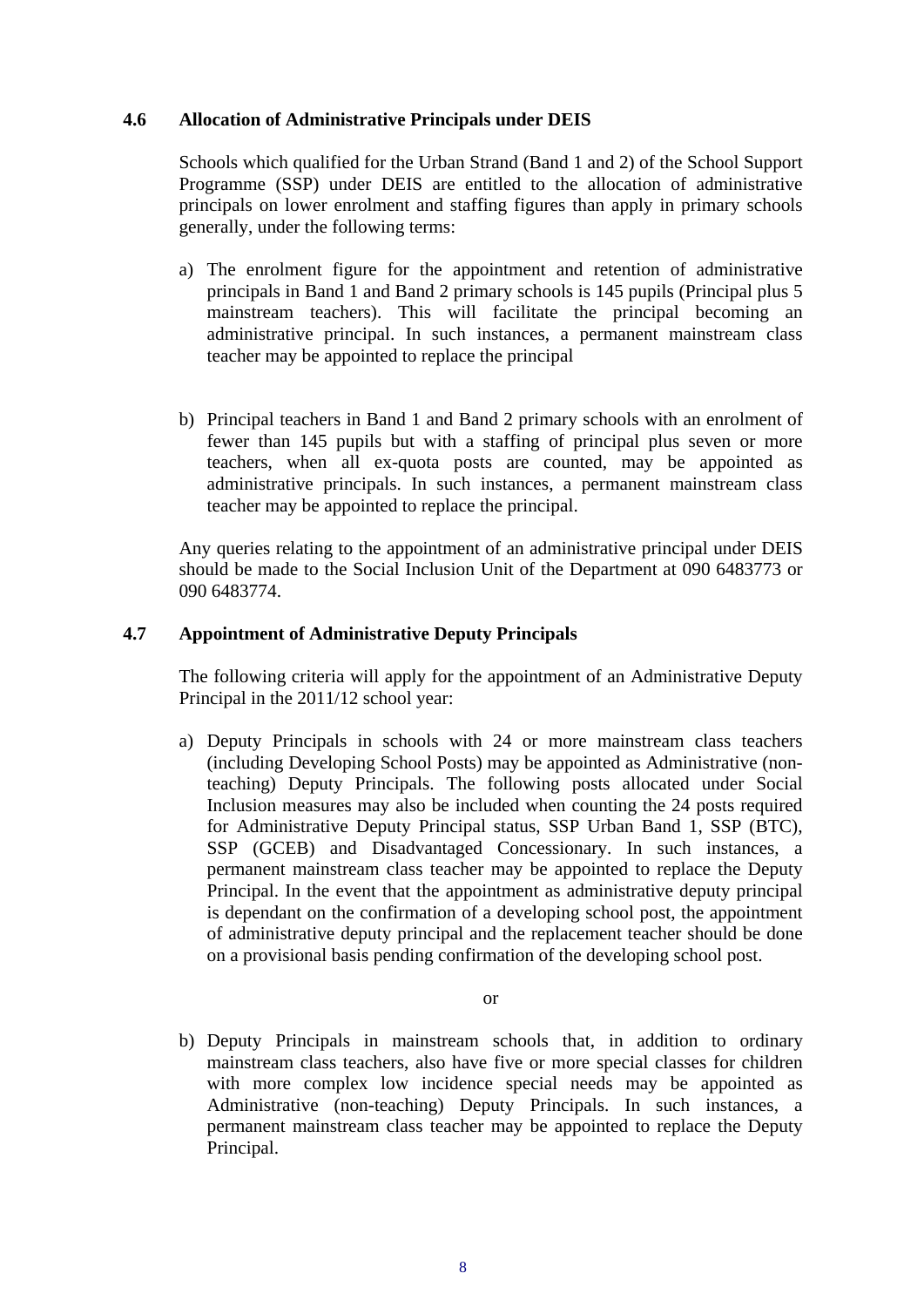### 4.6 Allocation of Administrative Principals under DEIS

Schools which qualified for the Urban Strand (Band 1 and 2) of the School Support Programme (SSP) under DEIS are entitled to the allocation of administrative principals on lower enrolment and staffing figures than apply in primary schools generally, under the following terms:

a) The enrolment figure for the appointment and retention of administrative principals in Band 1 and Band 2 primary schools is 145 pupils (Principal plus 5 mainstream teachers). This will facilitate the principal becoming an administrative principal. In such instances, a permanent mainstream class teacher may be appointed to replace the principal

b) Principal teachers in Band 1 and Band 2 primary schools with an enrolment of fewer than 145 pupils but with a staffing of principal plus seven or more teachers, when all ex-quota posts are counted, may be appointed as administrative principals. In such instances, a permanent mainstream class teacher may be appointed to replace the principal.

Any queries relating to the appointment of an administrative principal under DEIS should be made to the Social Inclusion Unit of the Department at 090 6483773 or 090 6483774.

### 4.7 Appointment of Administrative Deputy Principals

The following criteria will apply for the appointment of an Administrative Deputy Principal in the 2011/12 school year:

a) Deputy Principals in schools with 24 or more mainstream class teachers (including Developing School Posts) may be appointed as Administrative (non-teaching) Deputy Principals. The following posts allocated under Social Inclusion measures may also be included when counting the 24 posts required for Administrative Deputy Principal status, SSP Urban Band 1, SSP (BTC), SSP (GCEB) and Disadvantaged Concessionary. In such instances, a permanent mainstream class teacher may be appointed to replace the Deputy Principal. In the event that the appointment as administrative deputy principal is dependant on the confirmation of a developing school post, the appointment of administrative deputy principal and the replacement teacher should be done on a provisional basis pending confirmation of the developing school post.

or

b) Deputy Principals in mainstream schools that, in addition to ordinary mainstream class teachers, also have five or more special classes for children with more complex low incidence special needs may be appointed as Administrative (non-teaching) Deputy Principals. In such instances, a permanent mainstream class teacher may be appointed to replace the Deputy Principal.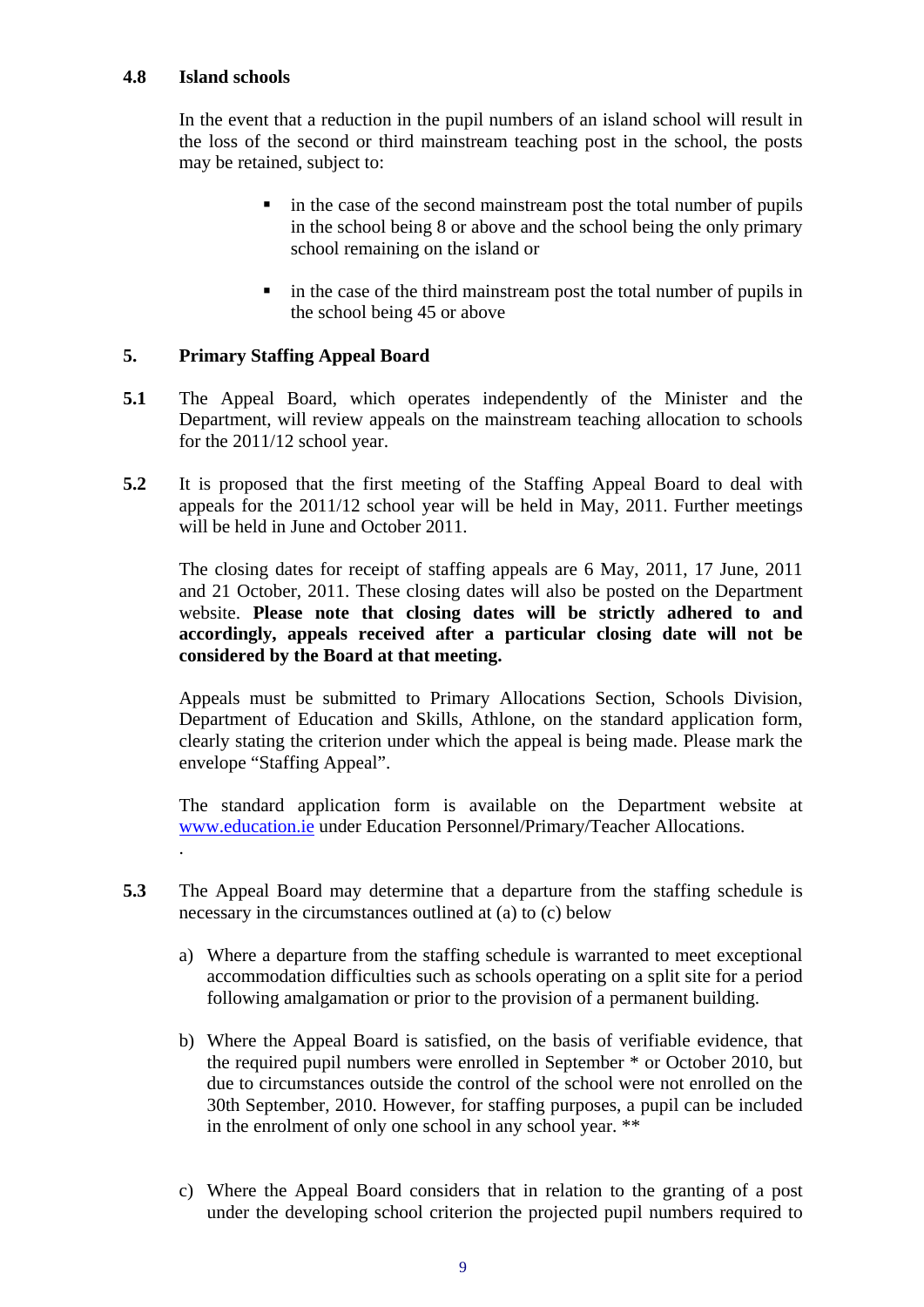### 4.8 Island schools

In the event that a reduction in the pupil numbers of an island school will result in the loss of the second or third mainstream teaching post in the school, the posts may be retained, subject to:

- in the case of the second mainstream post the total number of pupils in the school being 8 or above and the school being the only primary school remaining on the island or
- in the case of the third mainstream post the total number of pupils in the school being 45 or above

## 5. Primary Staffing Appeal Board

**5.1** The Appeal Board, which operates independently of the Minister and the Department, will review appeals on the mainstream teaching allocation to schools for the 2011/12 school year.

**5.2** It is proposed that the first meeting of the Staffing Appeal Board to deal with appeals for the 2011/12 school year will be held in May, 2011. Further meetings will be held in June and October 2011.

The closing dates for receipt of staffing appeals are 6 May, 2011, 17 June, 2011 and 21 October, 2011. These closing dates will also be posted on the Department website. **Please note that closing dates will be strictly adhered to and accordingly, appeals received after a particular closing date will not be considered by the Board at that meeting.**

Appeals must be submitted to Primary Allocations Section, Schools Division, Department of Education and Skills, Athlone, on the standard application form, clearly stating the criterion under which the appeal is being made. Please mark the envelope "Staffing Appeal".

The standard application form is available on the Department website at www.education.ie under Education Personnel/Primary/Teacher Allocations.

.

**5.3** The Appeal Board may determine that a departure from the staffing schedule is necessary in the circumstances outlined at (a) to (c) below

a) Where a departure from the staffing schedule is warranted to meet exceptional accommodation difficulties such as schools operating on a split site for a period following amalgamation or prior to the provision of a permanent building.

b) Where the Appeal Board is satisfied, on the basis of verifiable evidence, that the required pupil numbers were enrolled in September * or October 2010, but due to circumstances outside the control of the school were not enrolled on the 30th September, 2010. However, for staffing purposes, a pupil can be included in the enrolment of only one school in any school year. **

c) Where the Appeal Board considers that in relation to the granting of a post under the developing school criterion the projected pupil numbers required to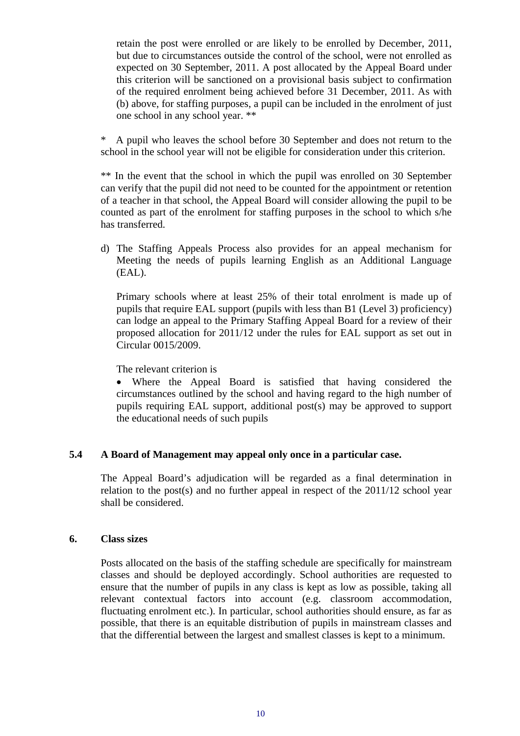retain the post were enrolled or are likely to be enrolled by December, 2011, but due to circumstances outside the control of the school, were not enrolled as expected on 30 September, 2011. A post allocated by the Appeal Board under this criterion will be sanctioned on a provisional basis subject to confirmation of the required enrolment being achieved before 31 December, 2011. As with (b) above, for staffing purposes, a pupil can be included in the enrolment of just one school in any school year. **

* A pupil who leaves the school before 30 September and does not return to the school in the school year will not be eligible for consideration under this criterion.

** In the event that the school in which the pupil was enrolled on 30 September can verify that the pupil did not need to be counted for the appointment or retention of a teacher in that school, the Appeal Board will consider allowing the pupil to be counted as part of the enrolment for staffing purposes in the school to which s/he has transferred.

d) The Staffing Appeals Process also provides for an appeal mechanism for Meeting the needs of pupils learning English as an Additional Language (EAL).

   Primary schools where at least 25% of their total enrolment is made up of pupils that require EAL support (pupils with less than B1 (Level 3) proficiency) can lodge an appeal to the Primary Staffing Appeal Board for a review of their proposed allocation for 2011/12 under the rules for EAL support as set out in Circular 0015/2009.

   The relevant criterion is

   - Where the Appeal Board is satisfied that having considered the circumstances outlined by the school and having regard to the high number of pupils requiring EAL support, additional post(s) may be approved to support the educational needs of such pupils

**5.4 A Board of Management may appeal only once in a particular case.**

The Appeal Board's adjudication will be regarded as a final determination in relation to the post(s) and no further appeal in respect of the 2011/12 school year shall be considered.

## 6. Class sizes

Posts allocated on the basis of the staffing schedule are specifically for mainstream classes and should be deployed accordingly. School authorities are requested to ensure that the number of pupils in any class is kept as low as possible, taking all relevant contextual factors into account (e.g. classroom accommodation, fluctuating enrolment etc.). In particular, school authorities should ensure, as far as possible, that there is an equitable distribution of pupils in mainstream classes and that the differential between the largest and smallest classes is kept to a minimum.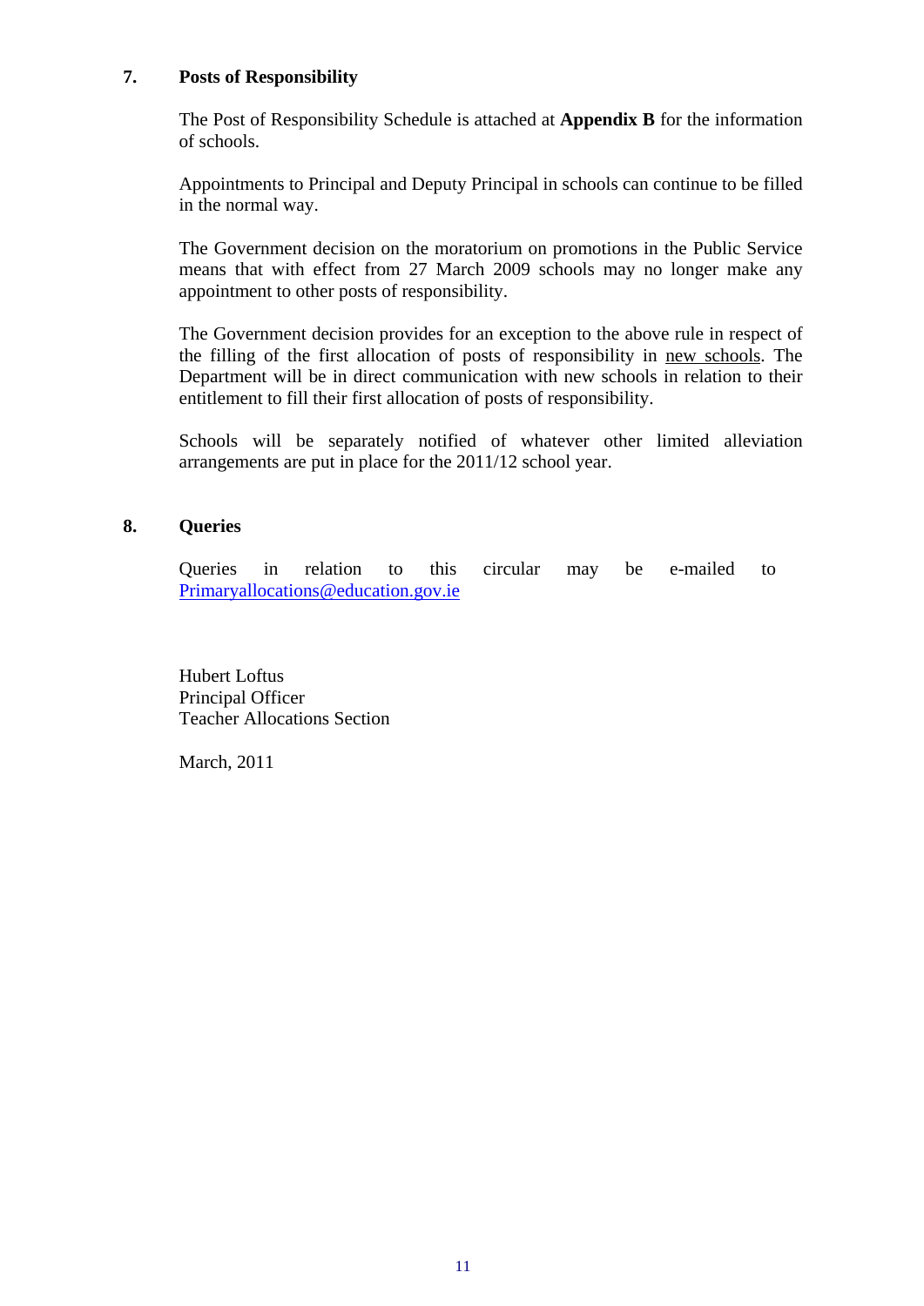## 7. Posts of Responsibility

The Post of Responsibility Schedule is attached at **Appendix B** for the information of schools.

Appointments to Principal and Deputy Principal in schools can continue to be filled in the normal way.

The Government decision on the moratorium on promotions in the Public Service means that with effect from 27 March 2009 schools may no longer make any appointment to other posts of responsibility.

The Government decision provides for an exception to the above rule in respect of the filling of the first allocation of posts of responsibility in new schools. The Department will be in direct communication with new schools in relation to their entitlement to fill their first allocation of posts of responsibility.

Schools will be separately notified of whatever other limited alleviation arrangements are put in place for the 2011/12 school year.

## 8. Queries

Queries in relation to this circular may be e-mailed to Primaryallocations@education.gov.ie

Hubert Loftus
Principal Officer
Teacher Allocations Section

March, 2011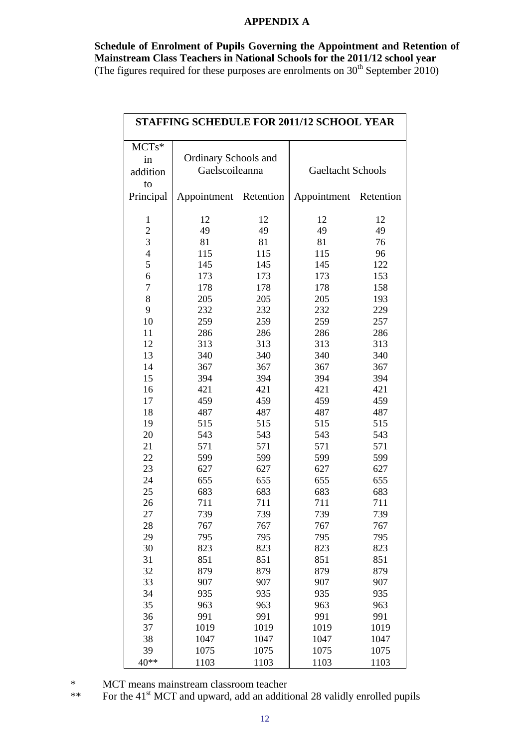## APPENDIX A

**Schedule of Enrolment of Pupils Governing the Appointment and Retention of Mainstream Class Teachers in National Schools for the 2011/12 school year**
(The figures required for these purposes are enrolments on 30th September 2010)

| STAFFING SCHEDULE FOR 2011/12 SCHOOL YEAR | | | | |
|---|---|---|---|---|
| MCTs* in addition to Principal | Ordinary Schools and Gaelscoileanna | | Gaeltacht Schools | |
| | Appointment | Retention | Appointment | Retention |
| 1 | 12 | 12 | 12 | 12 |
| 2 | 49 | 49 | 49 | 49 |
| 3 | 81 | 81 | 81 | 76 |
| 4 | 115 | 115 | 115 | 96 |
| 5 | 145 | 145 | 145 | 122 |
| 6 | 173 | 173 | 173 | 153 |
| 7 | 178 | 178 | 178 | 158 |
| 8 | 205 | 205 | 205 | 193 |
| 9 | 232 | 232 | 232 | 229 |
| 10 | 259 | 259 | 259 | 257 |
| 11 | 286 | 286 | 286 | 286 |
| 12 | 313 | 313 | 313 | 313 |
| 13 | 340 | 340 | 340 | 340 |
| 14 | 367 | 367 | 367 | 367 |
| 15 | 394 | 394 | 394 | 394 |
| 16 | 421 | 421 | 421 | 421 |
| 17 | 459 | 459 | 459 | 459 |
| 18 | 487 | 487 | 487 | 487 |
| 19 | 515 | 515 | 515 | 515 |
| 20 | 543 | 543 | 543 | 543 |
| 21 | 571 | 571 | 571 | 571 |
| 22 | 599 | 599 | 599 | 599 |
| 23 | 627 | 627 | 627 | 627 |
| 24 | 655 | 655 | 655 | 655 |
| 25 | 683 | 683 | 683 | 683 |
| 26 | 711 | 711 | 711 | 711 |
| 27 | 739 | 739 | 739 | 739 |
| 28 | 767 | 767 | 767 | 767 |
| 29 | 795 | 795 | 795 | 795 |
| 30 | 823 | 823 | 823 | 823 |
| 31 | 851 | 851 | 851 | 851 |
| 32 | 879 | 879 | 879 | 879 |
| 33 | 907 | 907 | 907 | 907 |
| 34 | 935 | 935 | 935 | 935 |
| 35 | 963 | 963 | 963 | 963 |
| 36 | 991 | 991 | 991 | 991 |
| 37 | 1019 | 1019 | 1019 | 1019 |
| 38 | 1047 | 1047 | 1047 | 1047 |
| 39 | 1075 | 1075 | 1075 | 1075 |
| 40** | 1103 | 1103 | 1103 | 1103 |

\* MCT means mainstream classroom teacher

\*\* For the 41st MCT and upward, add an additional 28 validly enrolled pupils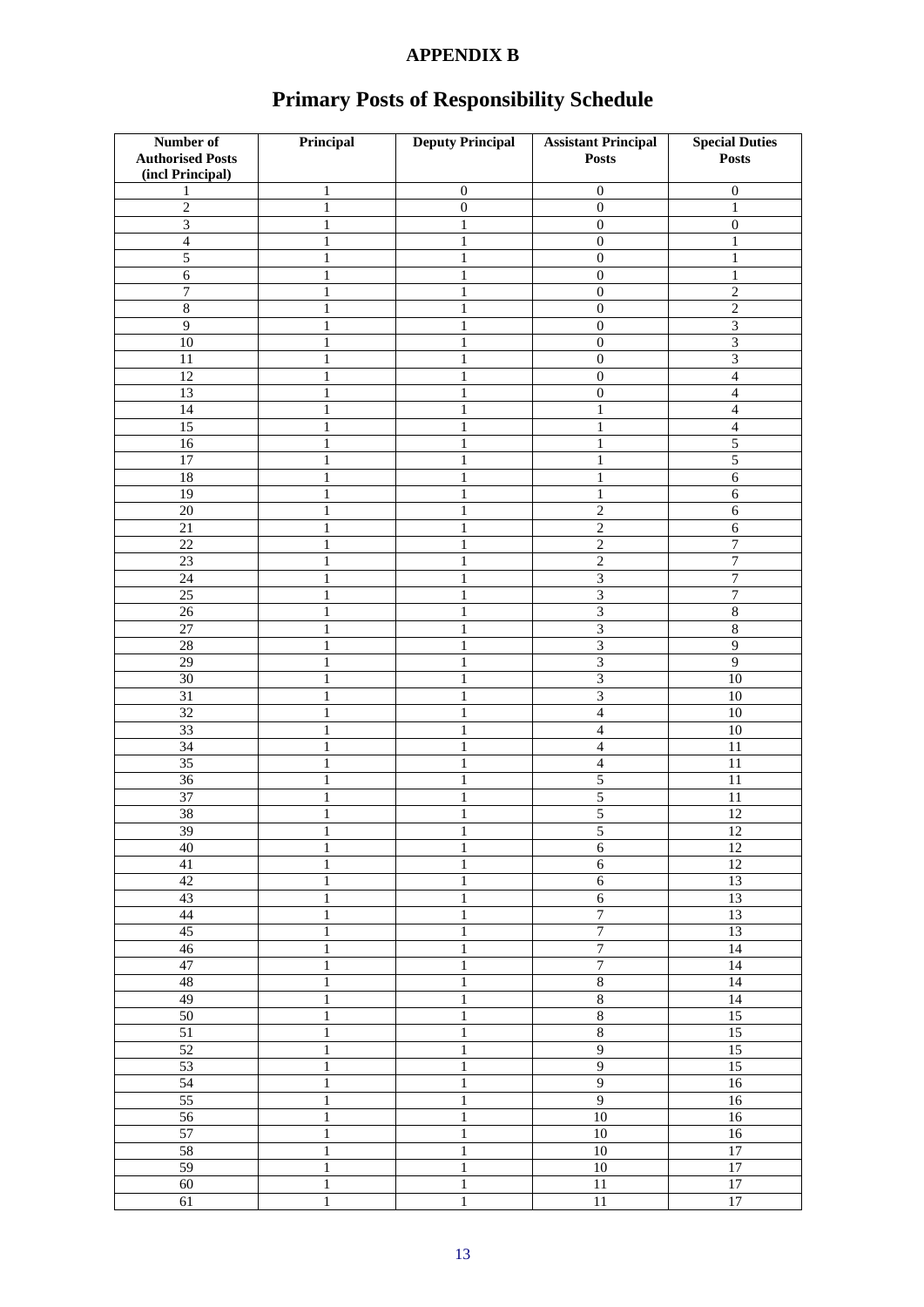**APPENDIX B**

# Primary Posts of Responsibility Schedule

| Number of Authorised Posts (incl Principal) | Principal | Deputy Principal | Assistant Principal Posts | Special Duties Posts |
|---|---|---|---|---|
| 1 | 1 | 0 | 0 | 0 |
| 2 | 1 | 0 | 0 | 1 |
| 3 | 1 | 1 | 0 | 0 |
| 4 | 1 | 1 | 0 | 1 |
| 5 | 1 | 1 | 0 | 1 |
| 6 | 1 | 1 | 0 | 1 |
| 7 | 1 | 1 | 0 | 2 |
| 8 | 1 | 1 | 0 | 2 |
| 9 | 1 | 1 | 0 | 3 |
| 10 | 1 | 1 | 0 | 3 |
| 11 | 1 | 1 | 0 | 3 |
| 12 | 1 | 1 | 0 | 4 |
| 13 | 1 | 1 | 0 | 4 |
| 14 | 1 | 1 | 1 | 4 |
| 15 | 1 | 1 | 1 | 4 |
| 16 | 1 | 1 | 1 | 5 |
| 17 | 1 | 1 | 1 | 5 |
| 18 | 1 | 1 | 1 | 6 |
| 19 | 1 | 1 | 1 | 6 |
| 20 | 1 | 1 | 2 | 6 |
| 21 | 1 | 1 | 2 | 6 |
| 22 | 1 | 1 | 2 | 7 |
| 23 | 1 | 1 | 2 | 7 |
| 24 | 1 | 1 | 3 | 7 |
| 25 | 1 | 1 | 3 | 7 |
| 26 | 1 | 1 | 3 | 8 |
| 27 | 1 | 1 | 3 | 8 |
| 28 | 1 | 1 | 3 | 9 |
| 29 | 1 | 1 | 3 | 9 |
| 30 | 1 | 1 | 3 | 10 |
| 31 | 1 | 1 | 3 | 10 |
| 32 | 1 | 1 | 4 | 10 |
| 33 | 1 | 1 | 4 | 10 |
| 34 | 1 | 1 | 4 | 11 |
| 35 | 1 | 1 | 4 | 11 |
| 36 | 1 | 1 | 5 | 11 |
| 37 | 1 | 1 | 5 | 11 |
| 38 | 1 | 1 | 5 | 12 |
| 39 | 1 | 1 | 5 | 12 |
| 40 | 1 | 1 | 6 | 12 |
| 41 | 1 | 1 | 6 | 12 |
| 42 | 1 | 1 | 6 | 13 |
| 43 | 1 | 1 | 6 | 13 |
| 44 | 1 | 1 | 7 | 13 |
| 45 | 1 | 1 | 7 | 13 |
| 46 | 1 | 1 | 7 | 14 |
| 47 | 1 | 1 | 7 | 14 |
| 48 | 1 | 1 | 8 | 14 |
| 49 | 1 | 1 | 8 | 14 |
| 50 | 1 | 1 | 8 | 15 |
| 51 | 1 | 1 | 8 | 15 |
| 52 | 1 | 1 | 9 | 15 |
| 53 | 1 | 1 | 9 | 15 |
| 54 | 1 | 1 | 9 | 16 |
| 55 | 1 | 1 | 9 | 16 |
| 56 | 1 | 1 | 10 | 16 |
| 57 | 1 | 1 | 10 | 16 |
| 58 | 1 | 1 | 10 | 17 |
| 59 | 1 | 1 | 10 | 17 |
| 60 | 1 | 1 | 11 | 17 |
| 61 | 1 | 1 | 11 | 17 |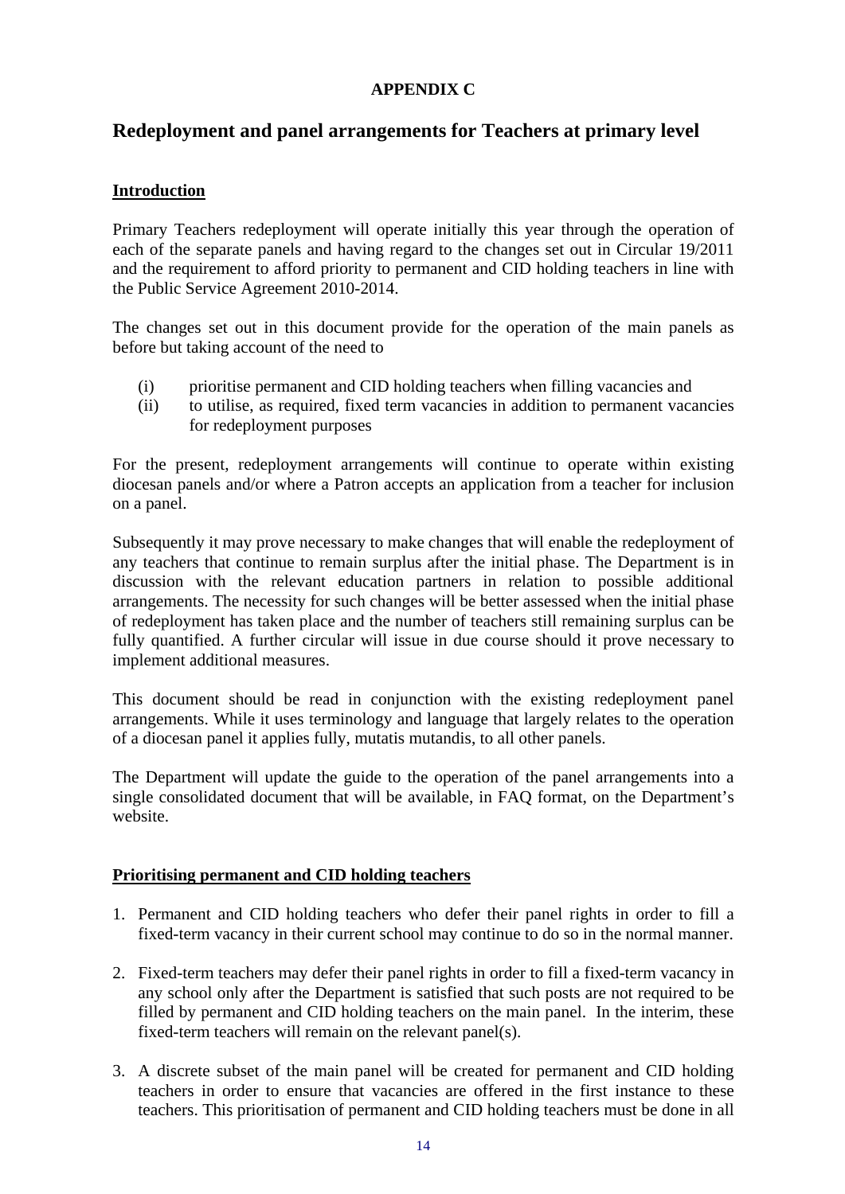**APPENDIX C**

## Redeployment and panel arrangements for Teachers at primary level

### Introduction

Primary Teachers redeployment will operate initially this year through the operation of each of the separate panels and having regard to the changes set out in Circular 19/2011 and the requirement to afford priority to permanent and CID holding teachers in line with the Public Service Agreement 2010-2014.

The changes set out in this document provide for the operation of the main panels as before but taking account of the need to

(i) prioritise permanent and CID holding teachers when filling vacancies and
(ii) to utilise, as required, fixed term vacancies in addition to permanent vacancies for redeployment purposes

For the present, redeployment arrangements will continue to operate within existing diocesan panels and/or where a Patron accepts an application from a teacher for inclusion on a panel.

Subsequently it may prove necessary to make changes that will enable the redeployment of any teachers that continue to remain surplus after the initial phase. The Department is in discussion with the relevant education partners in relation to possible additional arrangements. The necessity for such changes will be better assessed when the initial phase of redeployment has taken place and the number of teachers still remaining surplus can be fully quantified. A further circular will issue in due course should it prove necessary to implement additional measures.

This document should be read in conjunction with the existing redeployment panel arrangements. While it uses terminology and language that largely relates to the operation of a diocesan panel it applies fully, mutatis mutandis, to all other panels.

The Department will update the guide to the operation of the panel arrangements into a single consolidated document that will be available, in FAQ format, on the Department's website.

### Prioritising permanent and CID holding teachers

1. Permanent and CID holding teachers who defer their panel rights in order to fill a fixed-term vacancy in their current school may continue to do so in the normal manner.

2. Fixed-term teachers may defer their panel rights in order to fill a fixed-term vacancy in any school only after the Department is satisfied that such posts are not required to be filled by permanent and CID holding teachers on the main panel. In the interim, these fixed-term teachers will remain on the relevant panel(s).

3. A discrete subset of the main panel will be created for permanent and CID holding teachers in order to ensure that vacancies are offered in the first instance to these teachers. This prioritisation of permanent and CID holding teachers must be done in all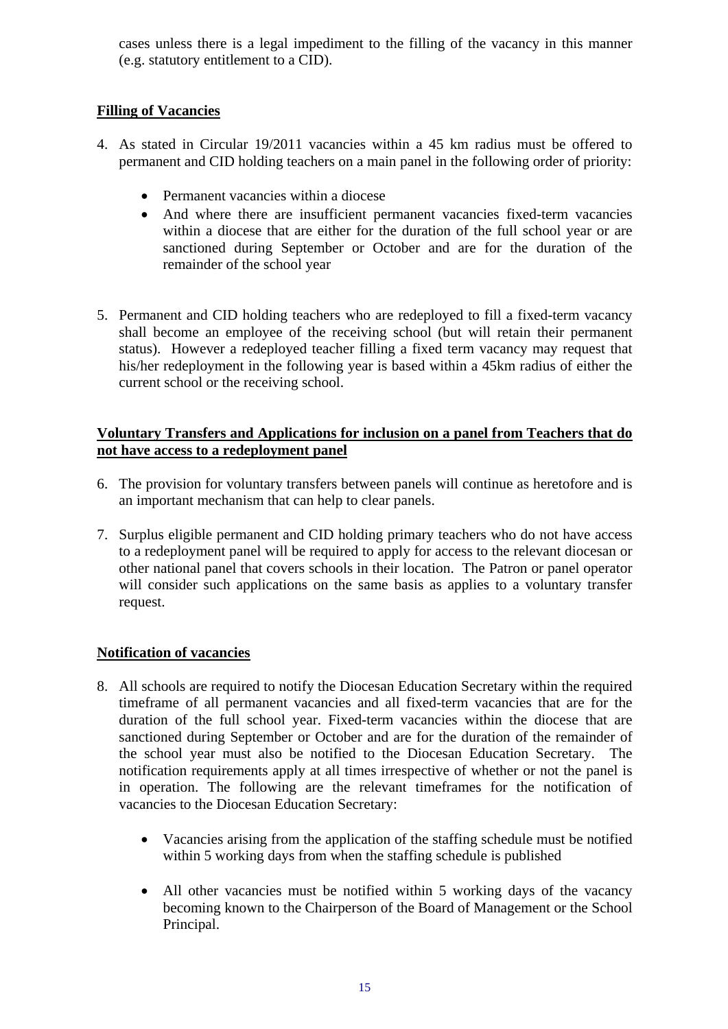cases unless there is a legal impediment to the filling of the vacancy in this manner (e.g. statutory entitlement to a CID).

**Filling of Vacancies**

4. As stated in Circular 19/2011 vacancies within a 45 km radius must be offered to permanent and CID holding teachers on a main panel in the following order of priority:

   - Permanent vacancies within a diocese
   - And where there are insufficient permanent vacancies fixed-term vacancies within a diocese that are either for the duration of the full school year or are sanctioned during September or October and are for the duration of the remainder of the school year

5. Permanent and CID holding teachers who are redeployed to fill a fixed-term vacancy shall become an employee of the receiving school (but will retain their permanent status). However a redeployed teacher filling a fixed term vacancy may request that his/her redeployment in the following year is based within a 45km radius of either the current school or the receiving school.

**Voluntary Transfers and Applications for inclusion on a panel from Teachers that do not have access to a redeployment panel**

6. The provision for voluntary transfers between panels will continue as heretofore and is an important mechanism that can help to clear panels.

7. Surplus eligible permanent and CID holding primary teachers who do not have access to a redeployment panel will be required to apply for access to the relevant diocesan or other national panel that covers schools in their location. The Patron or panel operator will consider such applications on the same basis as applies to a voluntary transfer request.

**Notification of vacancies**

8. All schools are required to notify the Diocesan Education Secretary within the required timeframe of all permanent vacancies and all fixed-term vacancies that are for the duration of the full school year. Fixed-term vacancies within the diocese that are sanctioned during September or October and are for the duration of the remainder of the school year must also be notified to the Diocesan Education Secretary. The notification requirements apply at all times irrespective of whether or not the panel is in operation. The following are the relevant timeframes for the notification of vacancies to the Diocesan Education Secretary:

   - Vacancies arising from the application of the staffing schedule must be notified within 5 working days from when the staffing schedule is published

   - All other vacancies must be notified within 5 working days of the vacancy becoming known to the Chairperson of the Board of Management or the School Principal.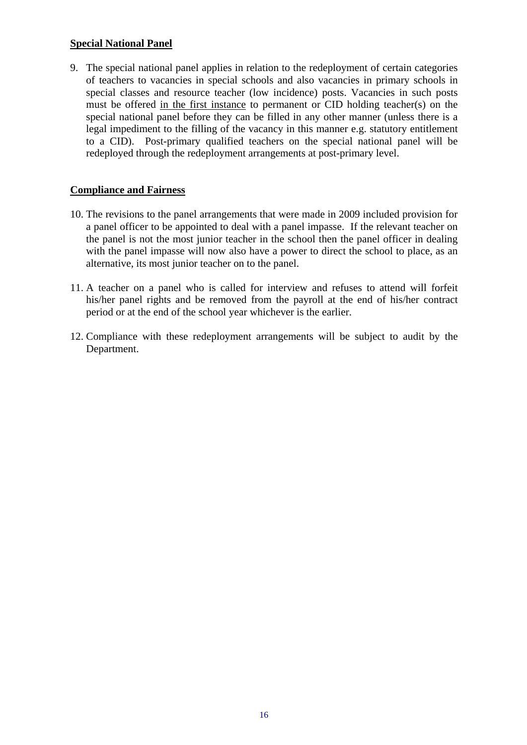## Special National Panel

9. The special national panel applies in relation to the redeployment of certain categories of teachers to vacancies in special schools and also vacancies in primary schools in special classes and resource teacher (low incidence) posts. Vacancies in such posts must be offered <u>in the first instance</u> to permanent or CID holding teacher(s) on the special national panel before they can be filled in any other manner (unless there is a legal impediment to the filling of the vacancy in this manner e.g. statutory entitlement to a CID). Post-primary qualified teachers on the special national panel will be redeployed through the redeployment arrangements at post-primary level.

## Compliance and Fairness

10. The revisions to the panel arrangements that were made in 2009 included provision for a panel officer to be appointed to deal with a panel impasse. If the relevant teacher on the panel is not the most junior teacher in the school then the panel officer in dealing with the panel impasse will now also have a power to direct the school to place, as an alternative, its most junior teacher on to the panel.

11. A teacher on a panel who is called for interview and refuses to attend will forfeit his/her panel rights and be removed from the payroll at the end of his/her contract period or at the end of the school year whichever is the earlier.

12. Compliance with these redeployment arrangements will be subject to audit by the Department.